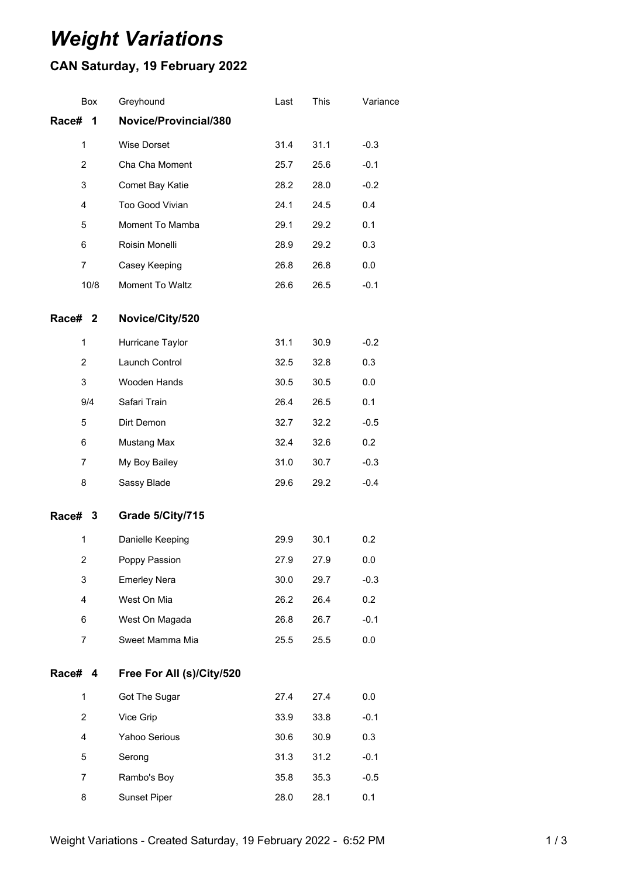# *Weight Variations*

## CAN Saturday, 19 February 2022

| Box | Greyhound | Last | This | Variance |
|---|---|---|---|---|
| **Race# 1** | **Novice/Provincial/380** | | | |
| 1 | Wise Dorset | 31.4 | 31.1 | -0.3 |
| 2 | Cha Cha Moment | 25.7 | 25.6 | -0.1 |
| 3 | Comet Bay Katie | 28.2 | 28.0 | -0.2 |
| 4 | Too Good Vivian | 24.1 | 24.5 | 0.4 |
| 5 | Moment To Mamba | 29.1 | 29.2 | 0.1 |
| 6 | Roisin Monelli | 28.9 | 29.2 | 0.3 |
| 7 | Casey Keeping | 26.8 | 26.8 | 0.0 |
| 10/8 | Moment To Waltz | 26.6 | 26.5 | -0.1 |
| **Race# 2** | **Novice/City/520** | | | |
| 1 | Hurricane Taylor | 31.1 | 30.9 | -0.2 |
| 2 | Launch Control | 32.5 | 32.8 | 0.3 |
| 3 | Wooden Hands | 30.5 | 30.5 | 0.0 |
| 9/4 | Safari Train | 26.4 | 26.5 | 0.1 |
| 5 | Dirt Demon | 32.7 | 32.2 | -0.5 |
| 6 | Mustang Max | 32.4 | 32.6 | 0.2 |
| 7 | My Boy Bailey | 31.0 | 30.7 | -0.3 |
| 8 | Sassy Blade | 29.6 | 29.2 | -0.4 |
| **Race# 3** | **Grade 5/City/715** | | | |
| 1 | Danielle Keeping | 29.9 | 30.1 | 0.2 |
| 2 | Poppy Passion | 27.9 | 27.9 | 0.0 |
| 3 | Emerley Nera | 30.0 | 29.7 | -0.3 |
| 4 | West On Mia | 26.2 | 26.4 | 0.2 |
| 6 | West On Magada | 26.8 | 26.7 | -0.1 |
| 7 | Sweet Mamma Mia | 25.5 | 25.5 | 0.0 |
| **Race# 4** | **Free For All (s)/City/520** | | | |
| 1 | Got The Sugar | 27.4 | 27.4 | 0.0 |
| 2 | Vice Grip | 33.9 | 33.8 | -0.1 |
| 4 | Yahoo Serious | 30.6 | 30.9 | 0.3 |
| 5 | Serong | 31.3 | 31.2 | -0.1 |
| 7 | Rambo's Boy | 35.8 | 35.3 | -0.5 |
| 8 | Sunset Piper | 28.0 | 28.1 | 0.1 |

Weight Variations - Created Saturday, 19 February 2022 - 6:52 PM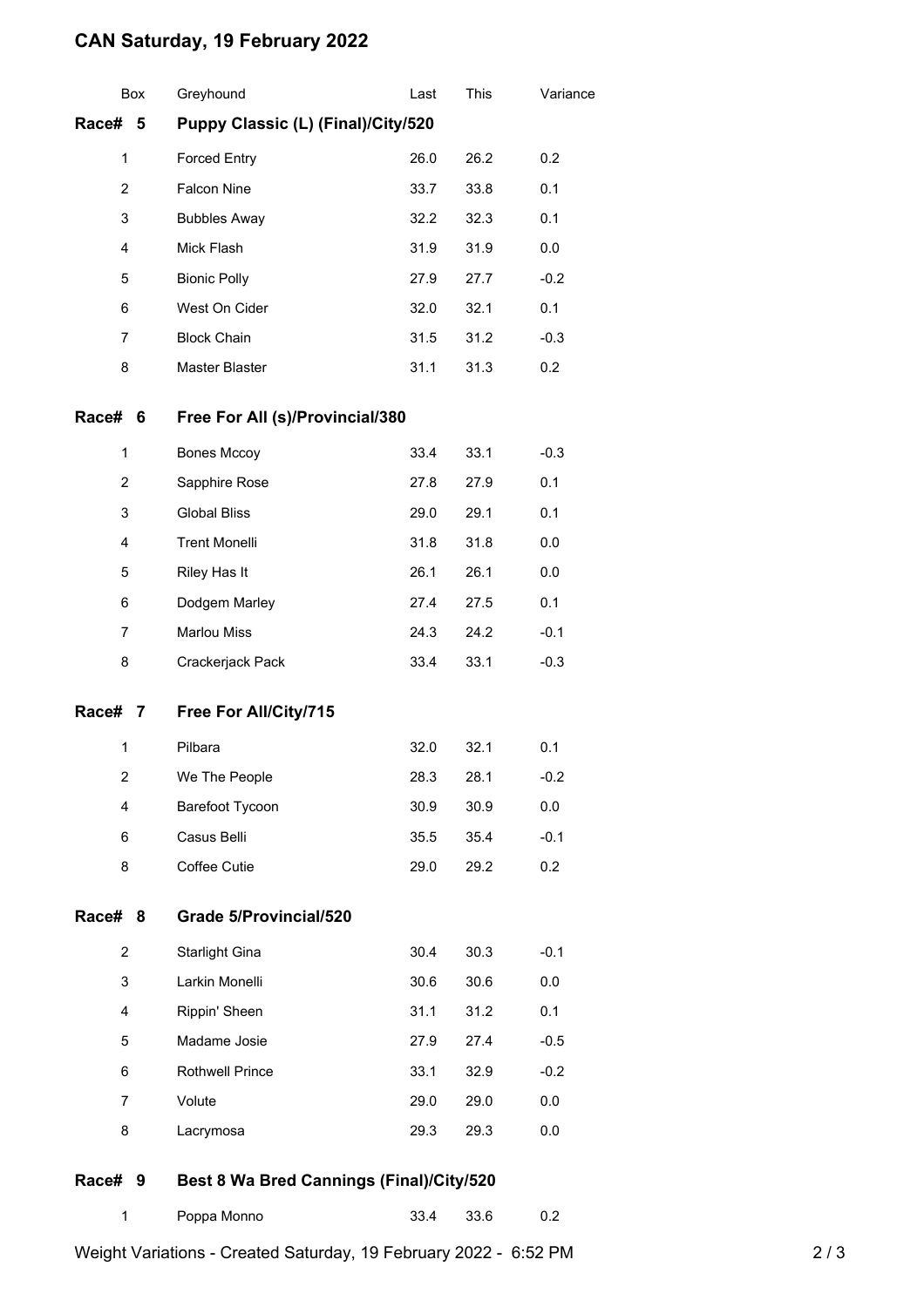# CAN Saturday, 19 February 2022

| Box | Greyhound | Last | This | Variance |
|---|---|---|---|---|
| **Race# 5** | **Puppy Classic (L) (Final)/City/520** | | | |
| 1 | Forced Entry | 26.0 | 26.2 | 0.2 |
| 2 | Falcon Nine | 33.7 | 33.8 | 0.1 |
| 3 | Bubbles Away | 32.2 | 32.3 | 0.1 |
| 4 | Mick Flash | 31.9 | 31.9 | 0.0 |
| 5 | Bionic Polly | 27.9 | 27.7 | -0.2 |
| 6 | West On Cider | 32.0 | 32.1 | 0.1 |
| 7 | Block Chain | 31.5 | 31.2 | -0.3 |
| 8 | Master Blaster | 31.1 | 31.3 | 0.2 |
| **Race# 6** | **Free For All (s)/Provincial/380** | | | |
| 1 | Bones Mccoy | 33.4 | 33.1 | -0.3 |
| 2 | Sapphire Rose | 27.8 | 27.9 | 0.1 |
| 3 | Global Bliss | 29.0 | 29.1 | 0.1 |
| 4 | Trent Monelli | 31.8 | 31.8 | 0.0 |
| 5 | Riley Has It | 26.1 | 26.1 | 0.0 |
| 6 | Dodgem Marley | 27.4 | 27.5 | 0.1 |
| 7 | Marlou Miss | 24.3 | 24.2 | -0.1 |
| 8 | Crackerjack Pack | 33.4 | 33.1 | -0.3 |
| **Race# 7** | **Free For All/City/715** | | | |
| 1 | Pilbara | 32.0 | 32.1 | 0.1 |
| 2 | We The People | 28.3 | 28.1 | -0.2 |
| 4 | Barefoot Tycoon | 30.9 | 30.9 | 0.0 |
| 6 | Casus Belli | 35.5 | 35.4 | -0.1 |
| 8 | Coffee Cutie | 29.0 | 29.2 | 0.2 |
| **Race# 8** | **Grade 5/Provincial/520** | | | |
| 2 | Starlight Gina | 30.4 | 30.3 | -0.1 |
| 3 | Larkin Monelli | 30.6 | 30.6 | 0.0 |
| 4 | Rippin' Sheen | 31.1 | 31.2 | 0.1 |
| 5 | Madame Josie | 27.9 | 27.4 | -0.5 |
| 6 | Rothwell Prince | 33.1 | 32.9 | -0.2 |
| 7 | Volute | 29.0 | 29.0 | 0.0 |
| 8 | Lacrymosa | 29.3 | 29.3 | 0.0 |
| **Race# 9** | **Best 8 Wa Bred Cannings (Final)/City/520** | | | |
| 1 | Poppa Monno | 33.4 | 33.6 | 0.2 |

Weight Variations - Created Saturday, 19 February 2022 - 6:52 PM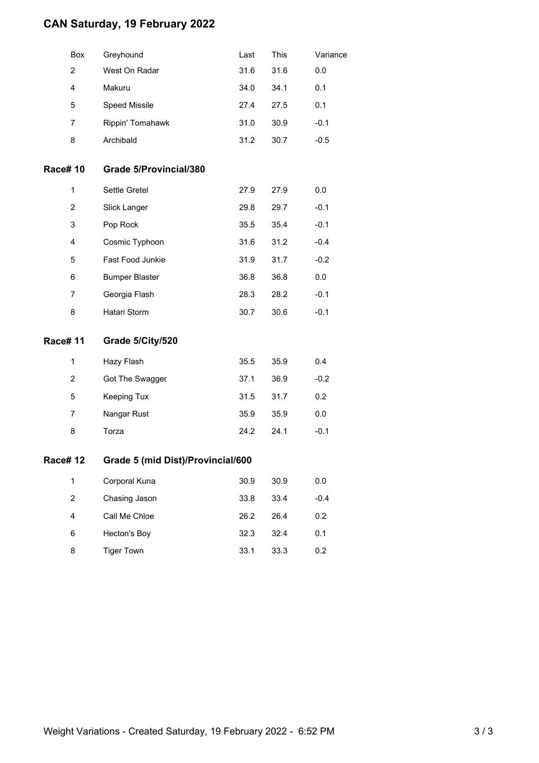# CAN Saturday, 19 February 2022

| Box | Greyhound | Last | This | Variance |
|---|---|---|---|---|
| 2 | West On Radar | 31.6 | 31.6 | 0.0 |
| 4 | Makuru | 34.0 | 34.1 | 0.1 |
| 5 | Speed Missile | 27.4 | 27.5 | 0.1 |
| 7 | Rippin' Tomahawk | 31.0 | 30.9 | -0.1 |
| 8 | Archibald | 31.2 | 30.7 | -0.5 |

## Race# 10 Grade 5/Provincial/380

| | | | | |
|---|---|---|---|---|
| 1 | Settle Gretel | 27.9 | 27.9 | 0.0 |
| 2 | Slick Langer | 29.8 | 29.7 | -0.1 |
| 3 | Pop Rock | 35.5 | 35.4 | -0.1 |
| 4 | Cosmic Typhoon | 31.6 | 31.2 | -0.4 |
| 5 | Fast Food Junkie | 31.9 | 31.7 | -0.2 |
| 6 | Bumper Blaster | 36.8 | 36.8 | 0.0 |
| 7 | Georgia Flash | 28.3 | 28.2 | -0.1 |
| 8 | Hatari Storm | 30.7 | 30.6 | -0.1 |

## Race# 11 Grade 5/City/520

| | | | | |
|---|---|---|---|---|
| 1 | Hazy Flash | 35.5 | 35.9 | 0.4 |
| 2 | Got The Swagger | 37.1 | 36.9 | -0.2 |
| 5 | Keeping Tux | 31.5 | 31.7 | 0.2 |
| 7 | Nangar Rust | 35.9 | 35.9 | 0.0 |
| 8 | Torza | 24.2 | 24.1 | -0.1 |

## Race# 12 Grade 5 (mid Dist)/Provincial/600

| | | | | |
|---|---|---|---|---|
| 1 | Corporal Kuna | 30.9 | 30.9 | 0.0 |
| 2 | Chasing Jason | 33.8 | 33.4 | -0.4 |
| 4 | Call Me Chloe | 26.2 | 26.4 | 0.2 |
| 6 | Hecton's Boy | 32.3 | 32.4 | 0.1 |
| 8 | Tiger Town | 33.1 | 33.3 | 0.2 |

Weight Variations - Created Saturday, 19 February 2022 - 6:52 PM